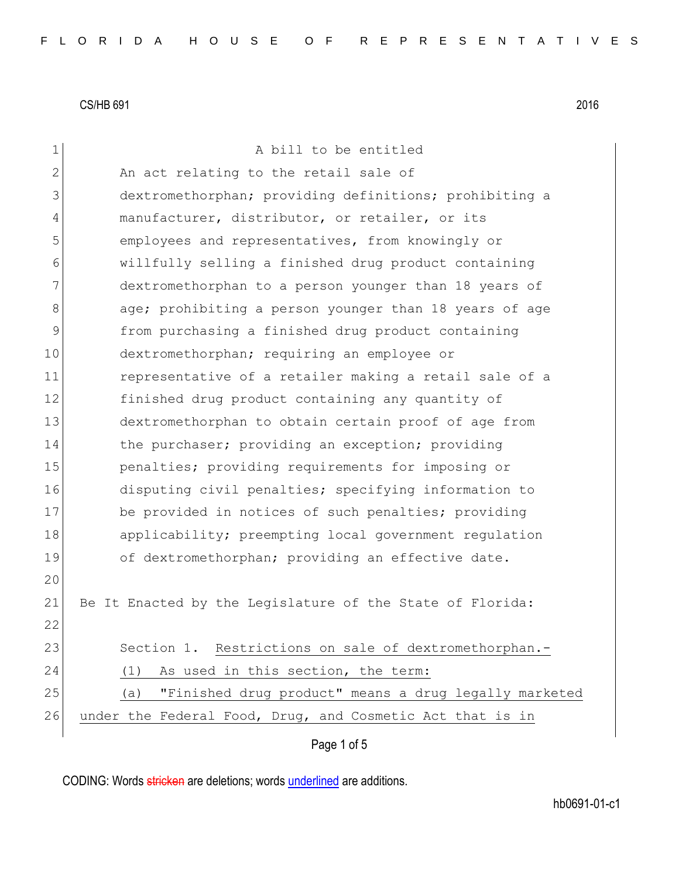CS/HB 691 2016

A bill to be entitled

An act relating to the retail sale of dextromethorphan; providing definitions; prohibiting a manufacturer, distributor, or retailer, or its employees and representatives, from knowingly or willfully selling a finished drug product containing dextromethorphan to a person younger than 18 years of age; prohibiting a person younger than 18 years of age from purchasing a finished drug product containing dextromethorphan; requiring an employee or representative of a retailer making a retail sale of a finished drug product containing any quantity of dextromethorphan to obtain certain proof of age from the purchaser; providing an exception; providing penalties; providing requirements for imposing or disputing civil penalties; specifying information to be provided in notices of such penalties; providing applicability; preempting local government regulation of dextromethorphan; providing an effective date.

Be It Enacted by the Legislature of the State of Florida:

Section 1. Restrictions on sale of dextromethorphan.-

(1) As used in this section, the term:

(a) "Finished drug product" means a drug legally marketed under the Federal Food, Drug, and Cosmetic Act that is in

CODING: Words stricken are deletions; words underlined are additions.

hb0691-01-c1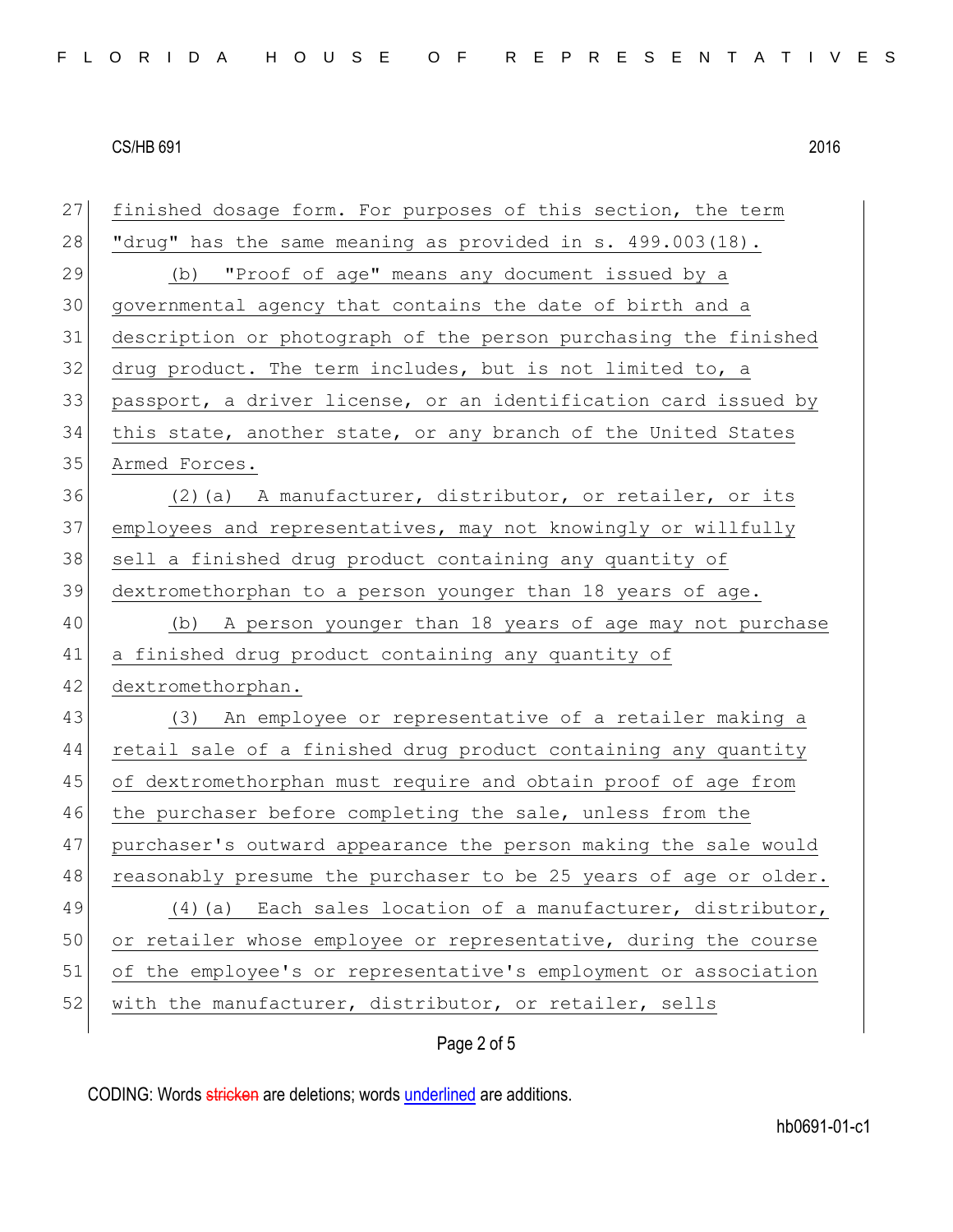finished dosage form. For purposes of this section, the term "drug" has the same meaning as provided in s. 499.003(18).

(b) "Proof of age" means any document issued by a governmental agency that contains the date of birth and a description or photograph of the person purchasing the finished drug product. The term includes, but is not limited to, a passport, a driver license, or an identification card issued by this state, another state, or any branch of the United States Armed Forces.

(2)(a) A manufacturer, distributor, or retailer, or its employees and representatives, may not knowingly or willfully sell a finished drug product containing any quantity of dextromethorphan to a person younger than 18 years of age.

(b) A person younger than 18 years of age may not purchase a finished drug product containing any quantity of dextromethorphan.

(3) An employee or representative of a retailer making a retail sale of a finished drug product containing any quantity of dextromethorphan must require and obtain proof of age from the purchaser before completing the sale, unless from the purchaser's outward appearance the person making the sale would reasonably presume the purchaser to be 25 years of age or older.

(4)(a) Each sales location of a manufacturer, distributor, or retailer whose employee or representative, during the course of the employee's or representative's employment or association with the manufacturer, distributor, or retailer, sells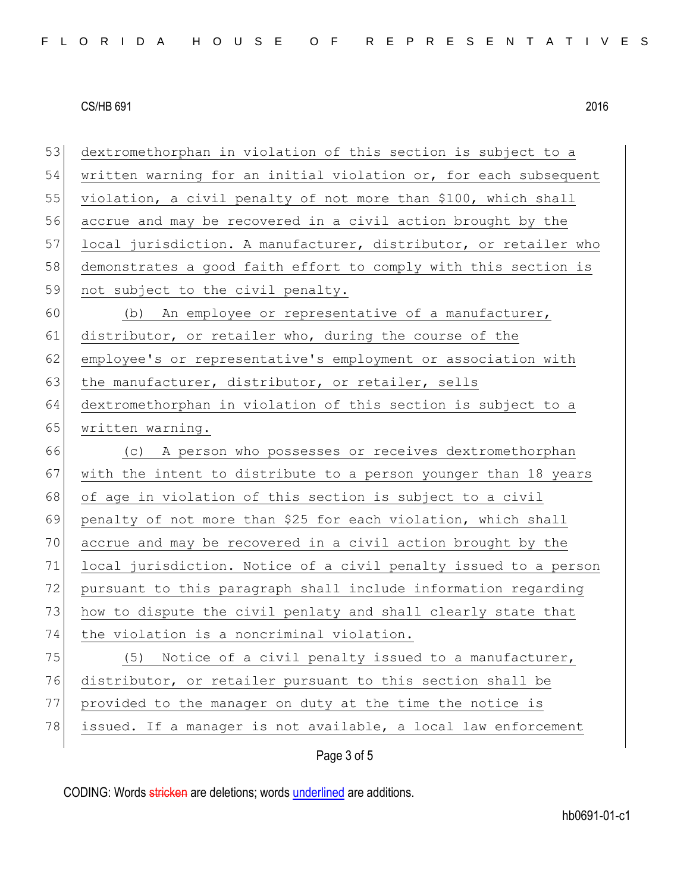dextromethorphan in violation of this section is subject to a written warning for an initial violation or, for each subsequent violation, a civil penalty of not more than $100, which shall accrue and may be recovered in a civil action brought by the local jurisdiction. A manufacturer, distributor, or retailer who demonstrates a good faith effort to comply with this section is not subject to the civil penalty.

(b) An employee or representative of a manufacturer, distributor, or retailer who, during the course of the employee's or representative's employment or association with the manufacturer, distributor, or retailer, sells dextromethorphan in violation of this section is subject to a written warning.

(c) A person who possesses or receives dextromethorphan with the intent to distribute to a person younger than 18 years of age in violation of this section is subject to a civil penalty of not more than $25 for each violation, which shall accrue and may be recovered in a civil action brought by the local jurisdiction. Notice of a civil penalty issued to a person pursuant to this paragraph shall include information regarding how to dispute the civil penlaty and shall clearly state that the violation is a noncriminal violation.

(5) Notice of a civil penalty issued to a manufacturer, distributor, or retailer pursuant to this section shall be provided to the manager on duty at the time the notice is issued. If a manager is not available, a local law enforcement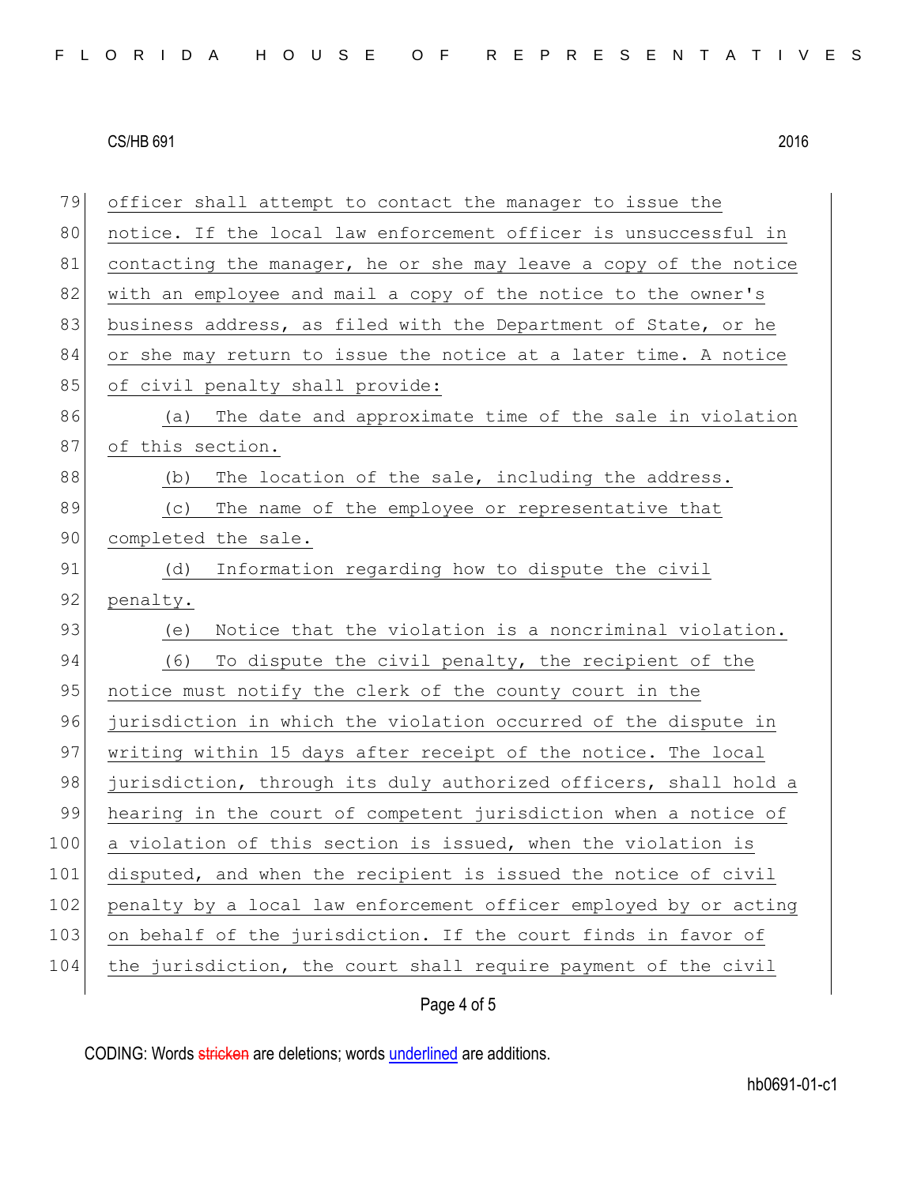officer shall attempt to contact the manager to issue the notice. If the local law enforcement officer is unsuccessful in contacting the manager, he or she may leave a copy of the notice with an employee and mail a copy of the notice to the owner's business address, as filed with the Department of State, or he or she may return to issue the notice at a later time. A notice of civil penalty shall provide:

(a) The date and approximate time of the sale in violation of this section.

(b) The location of the sale, including the address.

(c) The name of the employee or representative that completed the sale.

(d) Information regarding how to dispute the civil penalty.

(e) Notice that the violation is a noncriminal violation.

(6) To dispute the civil penalty, the recipient of the notice must notify the clerk of the county court in the jurisdiction in which the violation occurred of the dispute in writing within 15 days after receipt of the notice. The local jurisdiction, through its duly authorized officers, shall hold a hearing in the court of competent jurisdiction when a notice of a violation of this section is issued, when the violation is disputed, and when the recipient is issued the notice of civil penalty by a local law enforcement officer employed by or acting on behalf of the jurisdiction. If the court finds in favor of the jurisdiction, the court shall require payment of the civil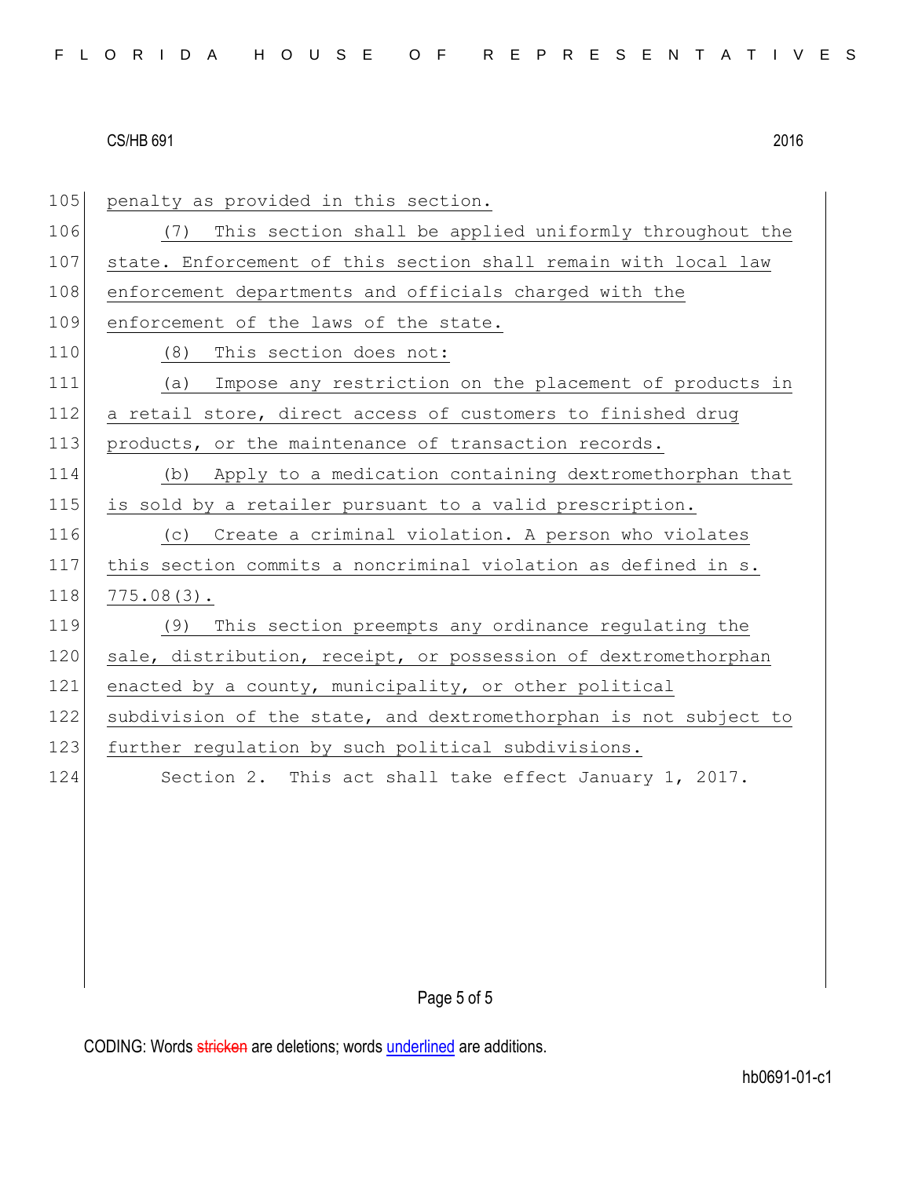105 penalty as provided in this section.

106 (7) This section shall be applied uniformly throughout the
107 state. Enforcement of this section shall remain with local law
108 enforcement departments and officials charged with the
109 enforcement of the laws of the state.

110 (8) This section does not:

111 (a) Impose any restriction on the placement of products in
112 a retail store, direct access of customers to finished drug
113 products, or the maintenance of transaction records.

114 (b) Apply to a medication containing dextromethorphan that
115 is sold by a retailer pursuant to a valid prescription.

116 (c) Create a criminal violation. A person who violates
117 this section commits a noncriminal violation as defined in s.
118 775.08(3).

119 (9) This section preempts any ordinance regulating the
120 sale, distribution, receipt, or possession of dextromethorphan
121 enacted by a county, municipality, or other political
122 subdivision of the state, and dextromethorphan is not subject to
123 further regulation by such political subdivisions.

124 Section 2. This act shall take effect January 1, 2017.

CODING: Words ~~stricken~~ are deletions; words <u>underlined</u> are additions.